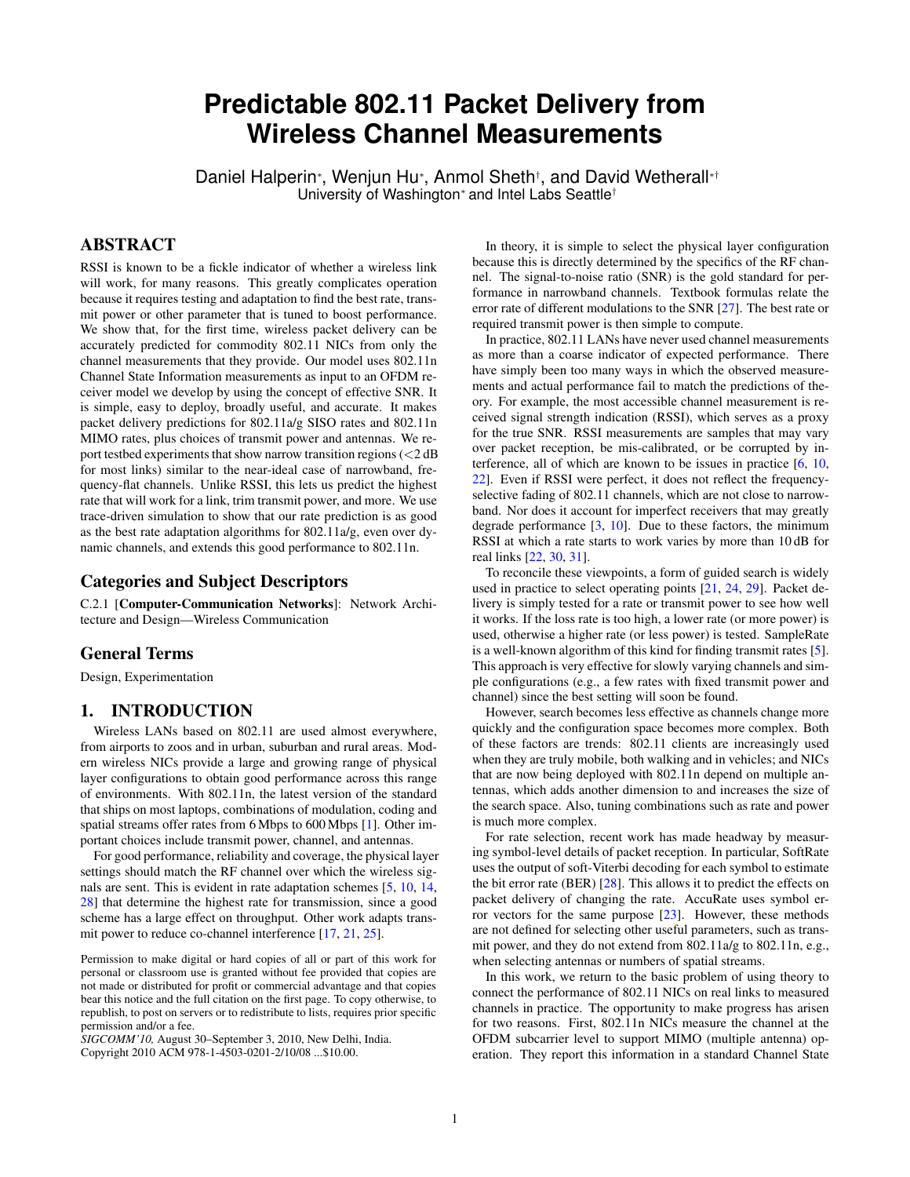# Predictable 802.11 Packet Delivery from Wireless Channel Measurements

Daniel Halperin[*], Wenjun Hu[*], Anmol Sheth[†], and David Wetherall[*†]
University of Washington[*] and Intel Labs Seattle[†]

## ABSTRACT

RSSI is known to be a fickle indicator of whether a wireless link will work, for many reasons. This greatly complicates operation because it requires testing and adaptation to find the best rate, transmit power or other parameter that is tuned to boost performance. We show that, for the first time, wireless packet delivery can be accurately predicted for commodity 802.11 NICs from only the channel measurements that they provide. Our model uses 802.11n Channel State Information measurements as input to an OFDM receiver model we develop by using the concept of effective SNR. It is simple, easy to deploy, broadly useful, and accurate. It makes packet delivery predictions for 802.11a/g SISO rates and 802.11n MIMO rates, plus choices of transmit power and antennas. We report testbed experiments that show narrow transition regions (<2 dB for most links) similar to the near-ideal case of narrowband, frequency-flat channels. Unlike RSSI, this lets us predict the highest rate that will work for a link, trim transmit power, and more. We use trace-driven simulation to show that our rate prediction is as good as the best rate adaptation algorithms for 802.11a/g, even over dynamic channels, and extends this good performance to 802.11n.

## Categories and Subject Descriptors

C.2.1 [**Computer-Communication Networks**]: Network Architecture and Design—Wireless Communication

## General Terms

Design, Experimentation

## 1. INTRODUCTION

Wireless LANs based on 802.11 are used almost everywhere, from airports to zoos and in urban, suburban and rural areas. Modern wireless NICs provide a large and growing range of physical layer configurations to obtain good performance across this range of environments. With 802.11n, the latest version of the standard that ships on most laptops, combinations of modulation, coding and spatial streams offer rates from 6 Mbps to 600 Mbps [1]. Other important choices include transmit power, channel, and antennas.

For good performance, reliability and coverage, the physical layer settings should match the RF channel over which the wireless signals are sent. This is evident in rate adaptation schemes [5, 10, 14, 28] that determine the highest rate for transmission, since a good scheme has a large effect on throughput. Other work adapts transmit power to reduce co-channel interference [17, 21, 25].

Permission to make digital or hard copies of all or part of this work for personal or classroom use is granted without fee provided that copies are not made or distributed for profit or commercial advantage and that copies bear this notice and the full citation on the first page. To copy otherwise, to republish, to post on servers or to redistribute to lists, requires prior specific permission and/or a fee.
*SIGCOMM'10,* August 30–September 3, 2010, New Delhi, India.
Copyright 2010 ACM 978-1-4503-0201-2/10/08 ...$10.00.

In theory, it is simple to select the physical layer configuration because this is directly determined by the specifics of the RF channel. The signal-to-noise ratio (SNR) is the gold standard for performance in narrowband channels. Textbook formulas relate the error rate of different modulations to the SNR [27]. The best rate or required transmit power is then simple to compute.

In practice, 802.11 LANs have never used channel measurements as more than a coarse indicator of expected performance. There have simply been too many ways in which the observed measurements and actual performance fail to match the predictions of theory. For example, the most accessible channel measurement is received signal strength indication (RSSI), which serves as a proxy for the true SNR. RSSI measurements are samples that may vary over packet reception, be mis-calibrated, or be corrupted by interference, all of which are known to be issues in practice [6, 10, 22]. Even if RSSI were perfect, it does not reflect the frequency-selective fading of 802.11 channels, which are not close to narrowband. Nor does it account for imperfect receivers that may greatly degrade performance [3, 10]. Due to these factors, the minimum RSSI at which a rate starts to work varies by more than 10 dB for real links [22, 30, 31].

To reconcile these viewpoints, a form of guided search is widely used in practice to select operating points [21, 24, 29]. Packet delivery is simply tested for a rate or transmit power to see how well it works. If the loss rate is too high, a lower rate (or more power) is used, otherwise a higher rate (or less power) is tested. SampleRate is a well-known algorithm of this kind for finding transmit rates [5]. This approach is very effective for slowly varying channels and simple configurations (e.g., a few rates with fixed transmit power and channel) since the best setting will soon be found.

However, search becomes less effective as channels change more quickly and the configuration space becomes more complex. Both of these factors are trends: 802.11 clients are increasingly used when they are truly mobile, both walking and in vehicles; and NICs that are now being deployed with 802.11n depend on multiple antennas, which adds another dimension to and increases the size of the search space. Also, tuning combinations such as rate and power is much more complex.

For rate selection, recent work has made headway by measuring symbol-level details of packet reception. In particular, SoftRate uses the output of soft-Viterbi decoding for each symbol to estimate the bit error rate (BER) [28]. This allows it to predict the effects on packet delivery of changing the rate. AccuRate uses symbol error vectors for the same purpose [23]. However, these methods are not defined for selecting other useful parameters, such as transmit power, and they do not extend from 802.11a/g to 802.11n, e.g., when selecting antennas or numbers of spatial streams.

In this work, we return to the basic problem of using theory to connect the performance of 802.11 NICs on real links to measured channels in practice. The opportunity to make progress has arisen for two reasons. First, 802.11n NICs measure the channel at the OFDM subcarrier level to support MIMO (multiple antenna) operation. They report this information in a standard Channel State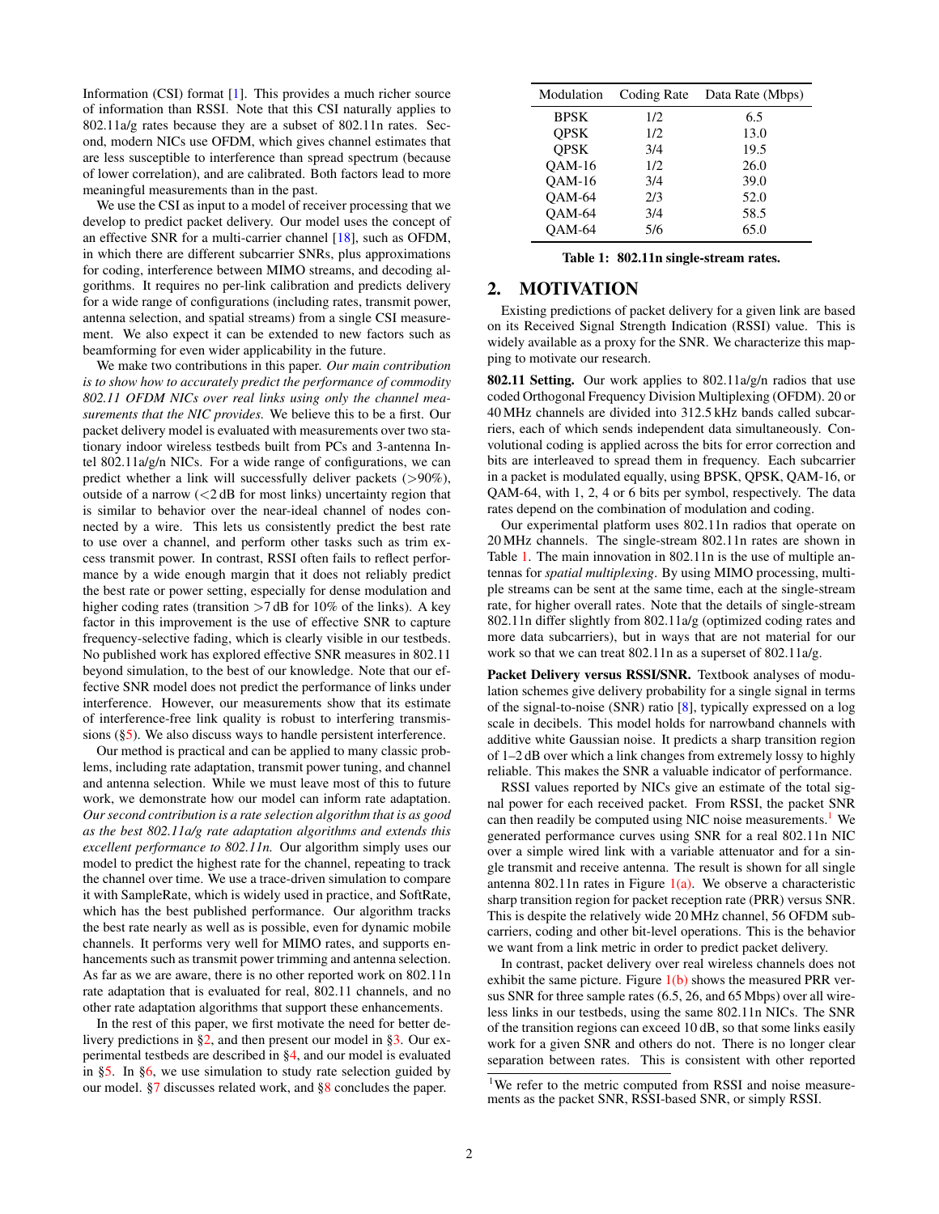Information (CSI) format [1]. This provides a much richer source of information than RSSI. Note that this CSI naturally applies to 802.11a/g rates because they are a subset of 802.11n rates. Second, modern NICs use OFDM, which gives channel estimates that are less susceptible to interference than spread spectrum (because of lower correlation), and are calibrated. Both factors lead to more meaningful measurements than in the past.

We use the CSI as input to a model of receiver processing that we develop to predict packet delivery. Our model uses the concept of an effective SNR for a multi-carrier channel [18], such as OFDM, in which there are different subcarrier SNRs, plus approximations for coding, interference between MIMO streams, and decoding algorithms. It requires no per-link calibration and predicts delivery for a wide range of configurations (including rates, transmit power, antenna selection, and spatial streams) from a single CSI measurement. We also expect it can be extended to new factors such as beamforming for even wider applicability in the future.

We make two contributions in this paper. *Our main contribution is to show how to accurately predict the performance of commodity 802.11 OFDM NICs over real links using only the channel measurements that the NIC provides.* We believe this to be a first. Our packet delivery model is evaluated with measurements over two stationary indoor wireless testbeds built from PCs and 3-antenna Intel 802.11a/g/n NICs. For a wide range of configurations, we can predict whether a link will successfully deliver packets (>90%), outside of a narrow (<2 dB for most links) uncertainty region that is similar to behavior over the near-ideal channel of nodes connected by a wire. This lets us consistently predict the best rate to use over a channel, and perform other tasks such as trim excess transmit power. In contrast, RSSI often fails to reflect performance by a wide enough margin that it does not reliably predict the best rate or power setting, especially for dense modulation and higher coding rates (transition >7 dB for 10% of the links). A key factor in this improvement is the use of effective SNR to capture frequency-selective fading, which is clearly visible in our testbeds. No published work has explored effective SNR measures in 802.11 beyond simulation, to the best of our knowledge. Note that our effective SNR model does not predict the performance of links under interference. However, our measurements show that its estimate of interference-free link quality is robust to interfering transmissions (§5). We also discuss ways to handle persistent interference.

Our method is practical and can be applied to many classic problems, including rate adaptation, transmit power tuning, and channel and antenna selection. While we must leave most of this to future work, we demonstrate how our model can inform rate adaptation. *Our second contribution is a rate selection algorithm that is as good as the best 802.11a/g rate adaptation algorithms and extends this excellent performance to 802.11n.* Our algorithm simply uses our model to predict the highest rate for the channel, repeating to track the channel over time. We use a trace-driven simulation to compare it with SampleRate, which is widely used in practice, and SoftRate, which has the best published performance. Our algorithm tracks the best rate nearly as well as is possible, even for dynamic mobile channels. It performs very well for MIMO rates, and supports enhancements such as transmit power trimming and antenna selection. As far as we are aware, there is no other reported work on 802.11n rate adaptation that is evaluated for real, 802.11 channels, and no other rate adaptation algorithms that support these enhancements.

In the rest of this paper, we first motivate the need for better delivery predictions in §2, and then present our model in §3. Our experimental testbeds are described in §4, and our model is evaluated in §5. In §6, we use simulation to study rate selection guided by our model. §7 discusses related work, and §8 concludes the paper.

| Modulation | Coding Rate | Data Rate (Mbps) |
|---|---|---|
| BPSK | 1/2 | 6.5 |
| QPSK | 1/2 | 13.0 |
| QPSK | 3/4 | 19.5 |
| QAM-16 | 1/2 | 26.0 |
| QAM-16 | 3/4 | 39.0 |
| QAM-64 | 2/3 | 52.0 |
| QAM-64 | 3/4 | 58.5 |
| QAM-64 | 5/6 | 65.0 |

**Table 1: 802.11n single-stream rates.**

## 2. MOTIVATION

Existing predictions of packet delivery for a given link are based on its Received Signal Strength Indication (RSSI) value. This is widely available as a proxy for the SNR. We characterize this mapping to motivate our research.

**802.11 Setting.** Our work applies to 802.11a/g/n radios that use coded Orthogonal Frequency Division Multiplexing (OFDM). 20 or 40 MHz channels are divided into 312.5 kHz bands called subcarriers, each of which sends independent data simultaneously. Convolutional coding is applied across the bits for error correction and bits are interleaved to spread them in frequency. Each subcarrier in a packet is modulated equally, using BPSK, QPSK, QAM-16, or QAM-64, with 1, 2, 4 or 6 bits per symbol, respectively. The data rates depend on the combination of modulation and coding.

Our experimental platform uses 802.11n radios that operate on 20 MHz channels. The single-stream 802.11n rates are shown in Table 1. The main innovation in 802.11n is the use of multiple antennas for *spatial multiplexing*. By using MIMO processing, multiple streams can be sent at the same time, each at the single-stream rate, for higher overall rates. Note that the details of single-stream 802.11n differ slightly from 802.11a/g (optimized coding rates and more data subcarriers), but in ways that are not material for our work so that we can treat 802.11n as a superset of 802.11a/g.

**Packet Delivery versus RSSI/SNR.** Textbook analyses of modulation schemes give delivery probability for a single signal in terms of the signal-to-noise (SNR) ratio [8], typically expressed on a log scale in decibels. This model holds for narrowband channels with additive white Gaussian noise. It predicts a sharp transition region of 1–2 dB over which a link changes from extremely lossy to highly reliable. This makes the SNR a valuable indicator of performance.

RSSI values reported by NICs give an estimate of the total signal power for each received packet. From RSSI, the packet SNR can then readily be computed using NIC noise measurements.[1] We generated performance curves using SNR for a real 802.11n NIC over a simple wired link with a variable attenuator and for a single transmit and receive antenna. The result is shown for all single antenna 802.11n rates in Figure 1(a). We observe a characteristic sharp transition region for packet reception rate (PRR) versus SNR. This is despite the relatively wide 20 MHz channel, 56 OFDM subcarriers, coding and other bit-level operations. This is the behavior we want from a link metric in order to predict packet delivery.

In contrast, packet delivery over real wireless channels does not exhibit the same picture. Figure 1(b) shows the measured PRR versus SNR for three sample rates (6.5, 26, and 65 Mbps) over all wireless links in our testbeds, using the same 802.11n NICs. The SNR of the transition regions can exceed 10 dB, so that some links easily work for a given SNR and others do not. There is no longer clear separation between rates. This is consistent with other reported

[1] We refer to the metric computed from RSSI and noise measurements as the packet SNR, RSSI-based SNR, or simply RSSI.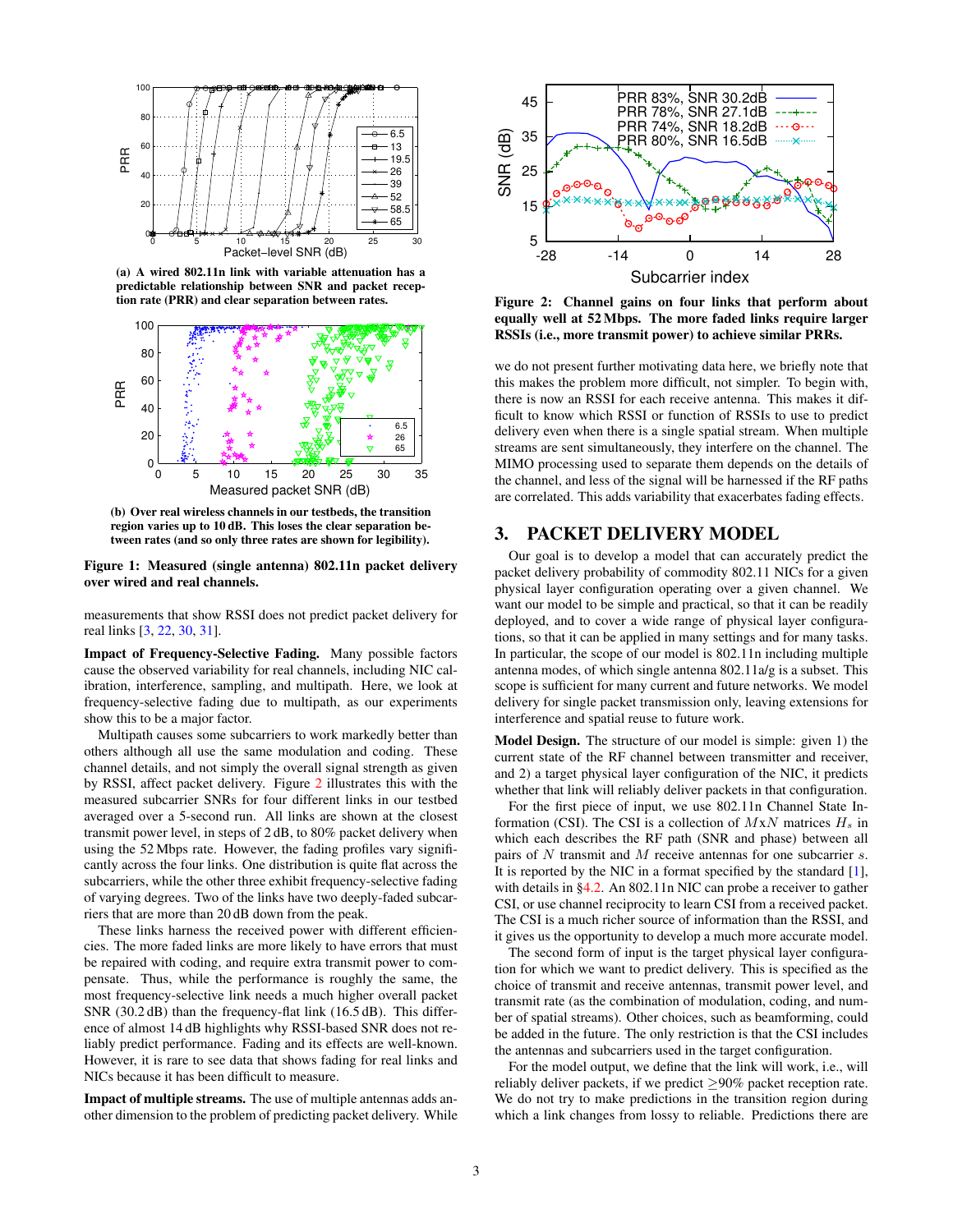(a) A wired 802.11n link with variable attenuation has a predictable relationship between SNR and packet reception rate (PRR) and clear separation between rates.

(b) Over real wireless channels in our testbeds, the transition region varies up to 10 dB. This loses the clear separation between rates (and so only three rates are shown for legibility).

**Figure 1: Measured (single antenna) 802.11n packet delivery over wired and real channels.**

measurements that show RSSI does not predict packet delivery for real links [3, 22, 30, 31].

**Impact of Frequency-Selective Fading.** Many possible factors cause the observed variability for real channels, including NIC calibration, interference, sampling, and multipath. Here, we look at frequency-selective fading due to multipath, as our experiments show this to be a major factor.

Multipath causes some subcarriers to work markedly better than others although all use the same modulation and coding. These channel details, and not simply the overall signal strength as given by RSSI, affect packet delivery. Figure 2 illustrates this with the measured subcarrier SNRs for four different links in our testbed averaged over a 5-second run. All links are shown at the closest transmit power level, in steps of 2 dB, to 80% packet delivery when using the 52 Mbps rate. However, the fading profiles vary significantly across the four links. One distribution is quite flat across the subcarriers, while the other three exhibit frequency-selective fading of varying degrees. Two of the links have two deeply-faded subcarriers that are more than 20 dB down from the peak.

These links harness the received power with different efficiencies. The more faded links are more likely to have errors that must be repaired with coding, and require extra transmit power to compensate. Thus, while the performance is roughly the same, the most frequency-selective link needs a much higher overall packet SNR (30.2 dB) than the frequency-flat link (16.5 dB). This difference of almost 14 dB highlights why RSSI-based SNR does not reliably predict performance. Fading and its effects are well-known. However, it is rare to see data that shows fading for real links and NICs because it has been difficult to measure.

**Impact of multiple streams.** The use of multiple antennas adds another dimension to the problem of predicting packet delivery. While

**Figure 2: Channel gains on four links that perform about equally well at 52 Mbps. The more faded links require larger RSSIs (i.e., more transmit power) to achieve similar PRRs.**

we do not present further motivating data here, we briefly note that this makes the problem more difficult, not simpler. To begin with, there is now an RSSI for each receive antenna. This makes it difficult to know which RSSI or function of RSSIs to use to predict delivery even when there is a single spatial stream. When multiple streams are sent simultaneously, they interfere on the channel. The MIMO processing used to separate them depends on the details of the channel, and less of the signal will be harnessed if the RF paths are correlated. This adds variability that exacerbates fading effects.

## 3. PACKET DELIVERY MODEL

Our goal is to develop a model that can accurately predict the packet delivery probability of commodity 802.11 NICs for a given physical layer configuration operating over a given channel. We want our model to be simple and practical, so that it can be readily deployed, and to cover a wide range of physical layer configurations, so that it can be applied in many settings and for many tasks. In particular, the scope of our model is 802.11n including multiple antenna modes, of which single antenna 802.11a/g is a subset. This scope is sufficient for many current and future networks. We model delivery for single packet transmission only, leaving extensions for interference and spatial reuse to future work.

**Model Design.** The structure of our model is simple: given 1) the current state of the RF channel between transmitter and receiver, and 2) a target physical layer configuration of the NIC, it predicts whether that link will reliably deliver packets in that configuration.

For the first piece of input, we use 802.11n Channel State Information (CSI). The CSI is a collection of $M$x$N$ matrices $H_s$ in which each describes the RF path (SNR and phase) between all pairs of $N$ transmit and $M$ receive antennas for one subcarrier $s$. It is reported by the NIC in a format specified by the standard [1], with details in §4.2. An 802.11n NIC can probe a receiver to gather CSI, or use channel reciprocity to learn CSI from a received packet. The CSI is a much richer source of information than the RSSI, and it gives us the opportunity to develop a much more accurate model.

The second form of input is the target physical layer configuration for which we want to predict delivery. This is specified as the choice of transmit and receive antennas, transmit power level, and transmit rate (as the combination of modulation, coding, and number of spatial streams). Other choices, such as beamforming, could be added in the future. The only restriction is that the CSI includes the antennas and subcarriers used in the target configuration.

For the model output, we define that the link will work, i.e., will reliably deliver packets, if we predict ≥90% packet reception rate. We do not try to make predictions in the transition region during which a link changes from lossy to reliable. Predictions there are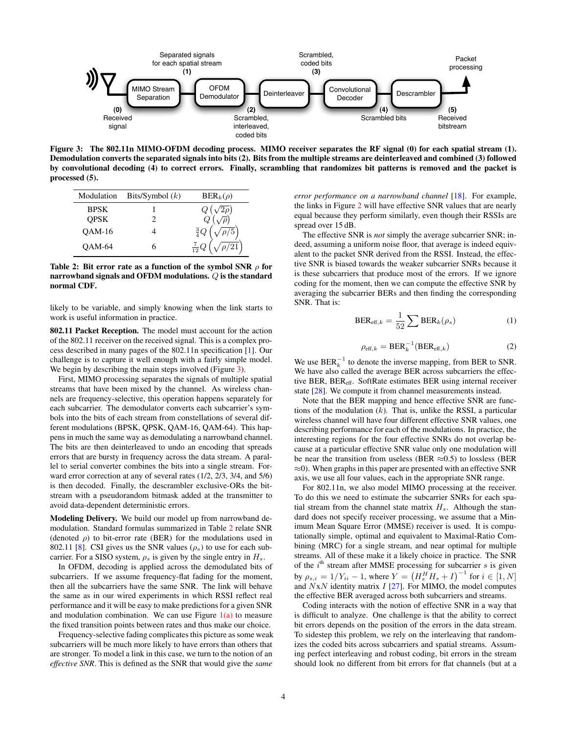Figure 3: The 802.11n MIMO-OFDM decoding process. MIMO receiver separates the RF signal (0) for each spatial stream (1). Demodulation converts the separated signals into bits (2). Bits from the multiple streams are deinterleaved and combined (3) followed by convolutional decoding (4) to correct errors. Finally, scrambling that randomizes bit patterns is removed and the packet is processed (5).

| Modulation | Bits/Symbol ($k$) | $\text{BER}_k(\rho)$ |
|---|---|---|
| BPSK | 1 | $Q\left(\sqrt{2\rho}\right)$ |
| QPSK | 2 | $Q\left(\sqrt{\rho}\right)$ |
| QAM-16 | 4 | $\frac{3}{4}Q\left(\sqrt{\rho/5}\right)$ |
| QAM-64 | 6 | $\frac{7}{12}Q\left(\sqrt{\rho/21}\right)$ |

**Table 2: Bit error rate as a function of the symbol SNR $\rho$ for narrowband signals and OFDM modulations. $Q$ is the standard normal CDF.**

likely to be variable, and simply knowing when the link starts to work is useful information in practice.

**802.11 Packet Reception.** The model must account for the action of the 802.11 receiver on the received signal. This is a complex process described in many pages of the 802.11n specification [1]. Our challenge is to capture it well enough with a fairly simple model. We begin by describing the main steps involved (Figure 3).

First, MIMO processing separates the signals of multiple spatial streams that have been mixed by the channel. As wireless channels are frequency-selective, this operation happens separately for each subcarrier. The demodulator converts each subcarrier's symbols into the bits of each stream from constellations of several different modulations (BPSK, QPSK, QAM-16, QAM-64). This happens in much the same way as demodulating a narrowband channel. The bits are then deinterleaved to undo an encoding that spreads errors that are bursty in frequency across the data stream. A parallel to serial converter combines the bits into a single stream. Forward error correction at any of several rates (1/2, 2/3, 3/4, and 5/6) is then decoded. Finally, the descrambler exclusive-ORs the bitstream with a pseudorandom bitmask added at the transmitter to avoid data-dependent deterministic errors.

**Modeling Delivery.** We build our model up from narrowband demodulation. Standard formulas summarized in Table 2 relate SNR (denoted $\rho$) to bit-error rate (BER) for the modulations used in 802.11 [8]. CSI gives us the SNR values ($\rho_s$) to use for each subcarrier. For a SISO system, $\rho_s$ is given by the single entry in $H_s$.

In OFDM, decoding is applied across the demodulated bits of subcarriers. If we assume frequency-flat fading for the moment, then all the subcarriers have the same SNR. The link will behave the same as in our wired experiments in which RSSI reflect real performance and it will be easy to make predictions for a given SNR and modulation combination. We can use Figure 1(a) to measure the fixed transition points between rates and thus make our choice.

Frequency-selective fading complicates this picture as some weak subcarriers will be much more likely to have errors than others that are stronger. To model a link in this case, we turn to the notion of an *effective SNR*. This is defined as the SNR that would give the *same error performance on a narrowband channel* [18]. For example, the links in Figure 2 will have effective SNR values that are nearly equal because they perform similarly, even though their RSSIs are spread over 15 dB.

The effective SNR is *not* simply the average subcarrier SNR; indeed, assuming a uniform noise floor, that average is indeed equivalent to the packet SNR derived from the RSSI. Instead, the effective SNR is biased towards the weaker subcarrier SNRs because it is these subcarriers that produce most of the errors. If we ignore coding for the moment, then we can compute the effective SNR by averaging the subcarrier BERs and then finding the corresponding SNR. That is:

$$\text{BER}_{\text{eff},k} = \frac{1}{52}\sum \text{BER}_k(\rho_s) \tag{1}$$

$$\rho_{\text{eff},k} = \text{BER}_k^{-1}(\text{BER}_{\text{eff},k}) \tag{2}$$

We use $\text{BER}_k^{-1}$ to denote the inverse mapping, from BER to SNR. We have also called the average BER across subcarriers the effective BER, $\text{BER}_{\text{eff}}$. SoftRate estimates BER using internal receiver state [28]. We compute it from channel measurements instead.

Note that the BER mapping and hence effective SNR are functions of the modulation ($k$). That is, unlike the RSSI, a particular wireless channel will have four different effective SNR values, one describing performance for each of the modulations. In practice, the interesting regions for the four effective SNRs do not overlap because at a particular effective SNR value only one modulation will be near the transition from useless (BER $\approx$0.5) to lossless (BER $\approx$0). When graphs in this paper are presented with an effective SNR axis, we use all four values, each in the appropriate SNR range.

For 802.11n, we also model MIMO processing at the receiver. To do this we need to estimate the subcarrier SNRs for each spatial stream from the channel state matrix $H_s$. Although the standard does not specify receiver processing, we assume that a Minimum Mean Square Error (MMSE) receiver is used. It is computationally simple, optimal and equivalent to Maximal-Ratio Combining (MRC) for a single stream, and near optimal for multiple streams. All of these make it a likely choice in practice. The SNR of the $i^{\text{th}}$ stream after MMSE processing for subcarrier $s$ is given by $\rho_{s,i} = 1/Y_{ii} - 1$, where $Y = \left(H_s^H H_s + I\right)^{-1}$ for $i \in [1, N]$ and $N$x$N$ identity matrix $I$ [27]. For MIMO, the model computes the effective BER averaged across both subcarriers and streams.

Coding interacts with the notion of effective SNR in a way that is difficult to analyze. One challenge is that the ability to correct bit errors depends on the position of the errors in the data stream. To sidestep this problem, we rely on the interleaving that randomizes the coded bits across subcarriers and spatial streams. Assuming perfect interleaving and robust coding, bit errors in the stream should look no different from bit errors for flat channels (but at a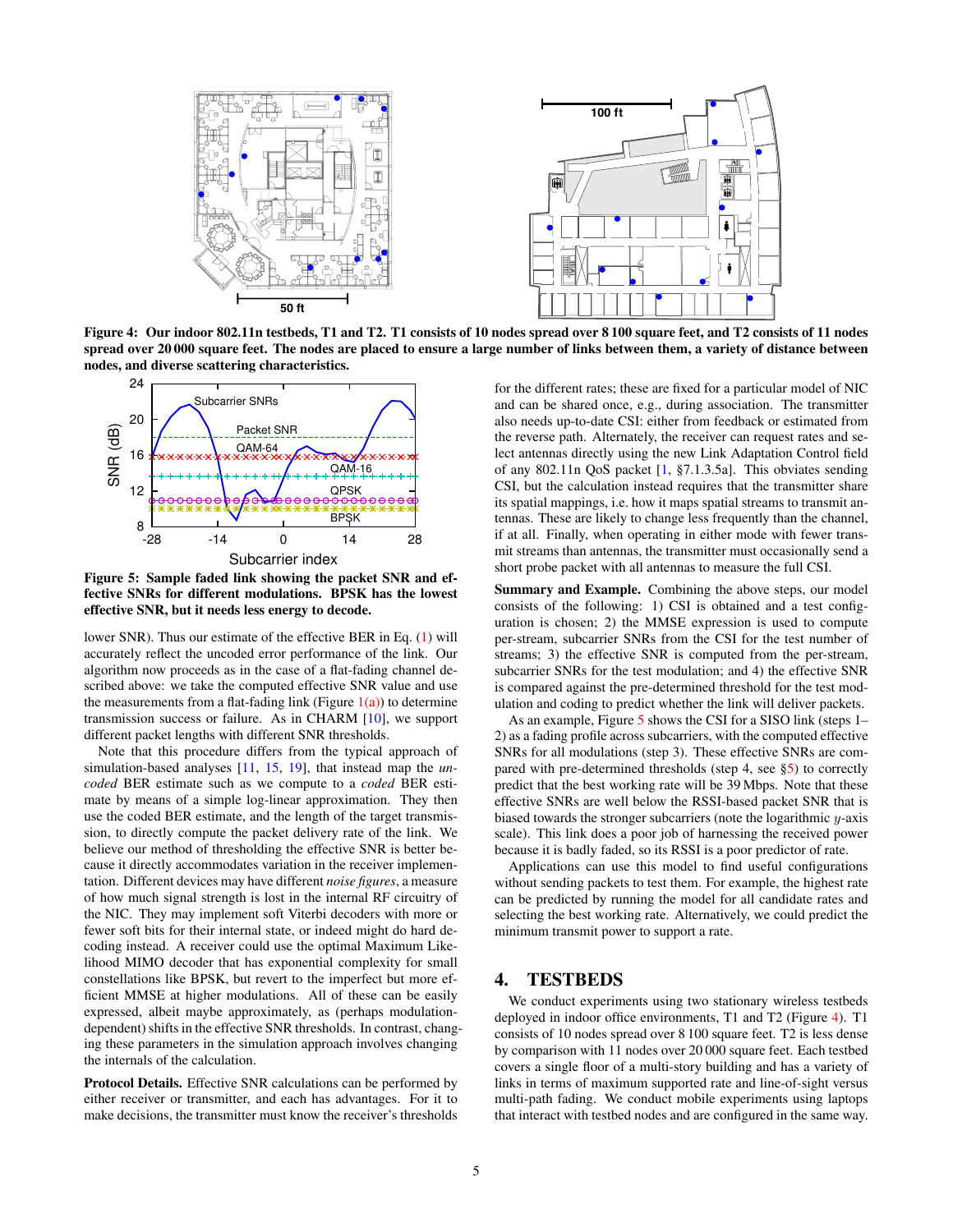Figure 4: Our indoor 802.11n testbeds, T1 and T2. T1 consists of 10 nodes spread over 8 100 square feet, and T2 consists of 11 nodes spread over 20 000 square feet. The nodes are placed to ensure a large number of links between them, a variety of distance between nodes, and diverse scattering characteristics.

Figure 5: Sample faded link showing the packet SNR and effective SNRs for different modulations. BPSK has the lowest effective SNR, but it needs less energy to decode.

lower SNR). Thus our estimate of the effective BER in Eq. (1) will accurately reflect the uncoded error performance of the link. Our algorithm now proceeds as in the case of a flat-fading channel described above: we take the computed effective SNR value and use the measurements from a flat-fading link (Figure 1(a)) to determine transmission success or failure. As in CHARM [10], we support different packet lengths with different SNR thresholds.

Note that this procedure differs from the typical approach of simulation-based analyses [11, 15, 19], that instead map the *uncoded* BER estimate such as we compute to a *coded* BER estimate by means of a simple log-linear approximation. They then use the coded BER estimate, and the length of the target transmission, to directly compute the packet delivery rate of the link. We believe our method of thresholding the effective SNR is better because it directly accommodates variation in the receiver implementation. Different devices may have different *noise figures*, a measure of how much signal strength is lost in the internal RF circuitry of the NIC. They may implement soft Viterbi decoders with more or fewer soft bits for their internal state, or indeed might do hard decoding instead. A receiver could use the optimal Maximum Likelihood MIMO decoder that has exponential complexity for small constellations like BPSK, but revert to the imperfect but more efficient MMSE at higher modulations. All of these can be easily expressed, albeit maybe approximately, as (perhaps modulation-dependent) shifts in the effective SNR thresholds. In contrast, changing these parameters in the simulation approach involves changing the internals of the calculation.

**Protocol Details.** Effective SNR calculations can be performed by either receiver or transmitter, and each has advantages. For it to make decisions, the transmitter must know the receiver's thresholds for the different rates; these are fixed for a particular model of NIC and can be shared once, e.g., during association. The transmitter also needs up-to-date CSI: either from feedback or estimated from the reverse path. Alternately, the receiver can request rates and select antennas directly using the new Link Adaptation Control field of any 802.11n QoS packet [1, §7.1.3.5a]. This obviates sending CSI, but the calculation instead requires that the transmitter share its spatial mappings, i.e. how it maps spatial streams to transmit antennas. These are likely to change less frequently than the channel, if at all. Finally, when operating in either mode with fewer transmit streams than antennas, the transmitter must occasionally send a short probe packet with all antennas to measure the full CSI.

**Summary and Example.** Combining the above steps, our model consists of the following: 1) CSI is obtained and a test configuration is chosen; 2) the MMSE expression is used to compute per-stream, subcarrier SNRs from the CSI for the test number of streams; 3) the effective SNR is computed from the per-stream, subcarrier SNRs for the test modulation; and 4) the effective SNR is compared against the pre-determined threshold for the test modulation and coding to predict whether the link will deliver packets.

As an example, Figure 5 shows the CSI for a SISO link (steps 1–2) as a fading profile across subcarriers, with the computed effective SNRs for all modulations (step 3). These effective SNRs are compared with pre-determined thresholds (step 4, see §5) to correctly predict that the best working rate will be 39 Mbps. Note that these effective SNRs are well below the RSSI-based packet SNR that is biased towards the stronger subcarriers (note the logarithmic $y$-axis scale). This link does a poor job of harnessing the received power because it is badly faded, so its RSSI is a poor predictor of rate.

Applications can use this model to find useful configurations without sending packets to test them. For example, the highest rate can be predicted by running the model for all candidate rates and selecting the best working rate. Alternatively, we could predict the minimum transmit power to support a rate.

## 4. TESTBEDS

We conduct experiments using two stationary wireless testbeds deployed in indoor office environments, T1 and T2 (Figure 4). T1 consists of 10 nodes spread over 8 100 square feet. T2 is less dense by comparison with 11 nodes over 20 000 square feet. Each testbed covers a single floor of a multi-story building and has a variety of links in terms of maximum supported rate and line-of-sight versus multi-path fading. We conduct mobile experiments using laptops that interact with testbed nodes and are configured in the same way.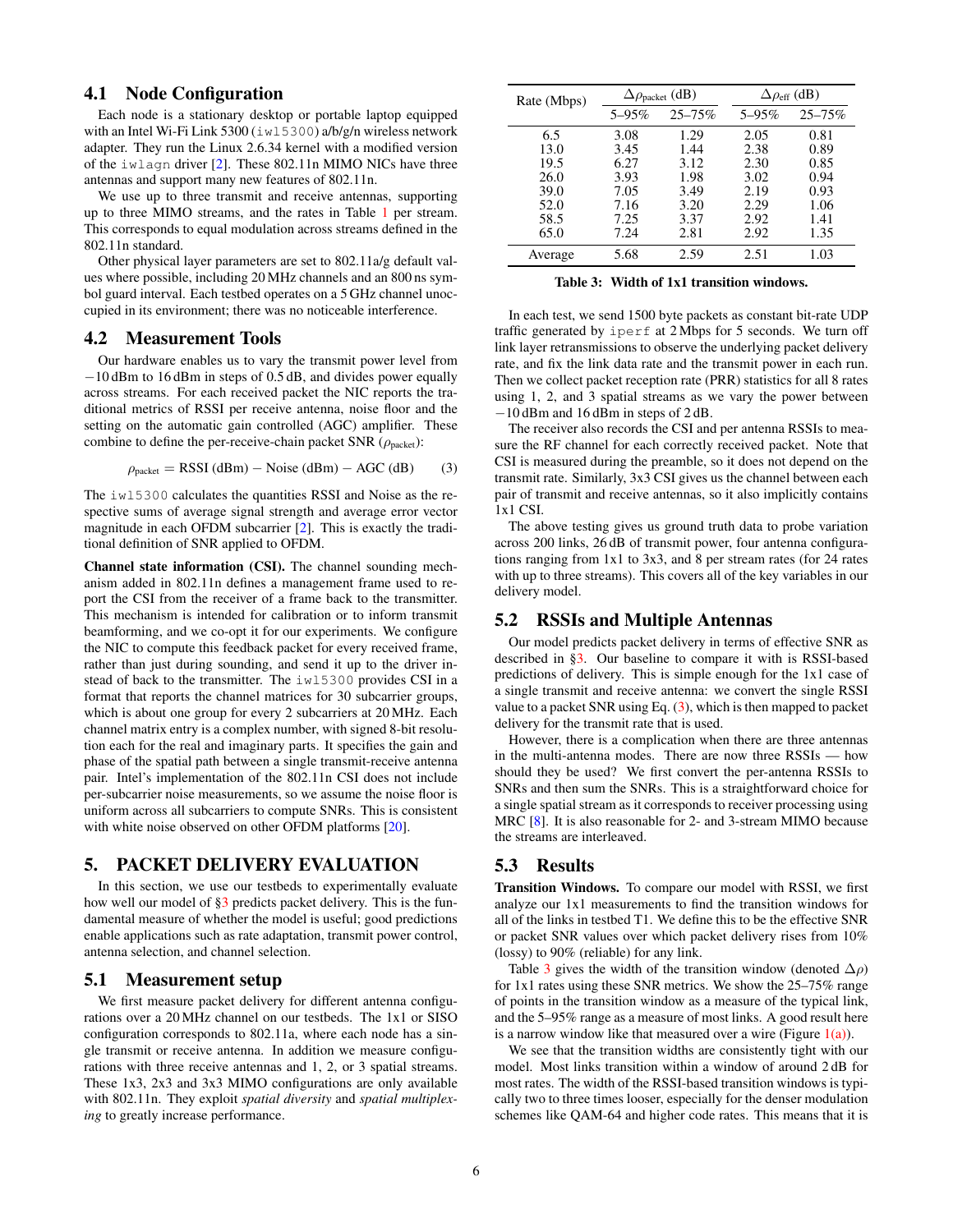### 4.1 Node Configuration

Each node is a stationary desktop or portable laptop equipped with an Intel Wi-Fi Link 5300 (`iwl5300`) a/b/g/n wireless network adapter. They run the Linux 2.6.34 kernel with a modified version of the `iwlagn` driver [2]. These 802.11n MIMO NICs have three antennas and support many new features of 802.11n.

We use up to three transmit and receive antennas, supporting up to three MIMO streams, and the rates in Table 1 per stream. This corresponds to equal modulation across streams defined in the 802.11n standard.

Other physical layer parameters are set to 802.11a/g default values where possible, including 20 MHz channels and an 800 ns symbol guard interval. Each testbed operates on a 5 GHz channel unoccupied in its environment; there was no noticeable interference.

### 4.2 Measurement Tools

Our hardware enables us to vary the transmit power level from −10 dBm to 16 dBm in steps of 0.5 dB, and divides power equally across streams. For each received packet the NIC reports the traditional metrics of RSSI per receive antenna, noise floor and the setting on the automatic gain controlled (AGC) amplifier. These combine to define the per-receive-chain packet SNR ($\rho_{\text{packet}}$):

$$\rho_{\text{packet}} = \text{RSSI (dBm)} - \text{Noise (dBm)} - \text{AGC (dB)} \qquad (3)$$

The `iwl5300` calculates the quantities RSSI and Noise as the respective sums of average signal strength and average error vector magnitude in each OFDM subcarrier [2]. This is exactly the traditional definition of SNR applied to OFDM.

**Channel state information (CSI).** The channel sounding mechanism added in 802.11n defines a management frame used to report the CSI from the receiver of a frame back to the transmitter. This mechanism is intended for calibration or to inform transmit beamforming, and we co-opt it for our experiments. We configure the NIC to compute this feedback packet for every received frame, rather than just during sounding, and send it up to the driver instead of back to the transmitter. The `iwl5300` provides CSI in a format that reports the channel matrices for 30 subcarrier groups, which is about one group for every 2 subcarriers at 20 MHz. Each channel matrix entry is a complex number, with signed 8-bit resolution each for the real and imaginary parts. It specifies the gain and phase of the spatial path between a single transmit-receive antenna pair. Intel's implementation of the 802.11n CSI does not include per-subcarrier noise measurements, so we assume the noise floor is uniform across all subcarriers to compute SNRs. This is consistent with white noise observed on other OFDM platforms [20].

## 5. PACKET DELIVERY EVALUATION

In this section, we use our testbeds to experimentally evaluate how well our model of §3 predicts packet delivery. This is the fundamental measure of whether the model is useful; good predictions enable applications such as rate adaptation, transmit power control, antenna selection, and channel selection.

### 5.1 Measurement setup

We first measure packet delivery for different antenna configurations over a 20 MHz channel on our testbeds. The 1x1 or SISO configuration corresponds to 802.11a, where each node has a single transmit or receive antenna. In addition we measure configurations with three receive antennas and 1, 2, or 3 spatial streams. These 1x3, 2x3 and 3x3 MIMO configurations are only available with 802.11n. They exploit *spatial diversity* and *spatial multiplexing* to greatly increase performance.

| Rate (Mbps) | $\Delta\rho_{\text{packet}}$ (dB) | | $\Delta\rho_{\text{eff}}$ (dB) | |
|---|---|---|---|---|
| | 5–95% | 25–75% | 5–95% | 25–75% |
| 6.5 | 3.08 | 1.29 | 2.05 | 0.81 |
| 13.0 | 3.45 | 1.44 | 2.38 | 0.89 |
| 19.5 | 6.27 | 3.12 | 2.30 | 0.85 |
| 26.0 | 3.93 | 1.98 | 3.02 | 0.94 |
| 39.0 | 7.05 | 3.49 | 2.19 | 0.93 |
| 52.0 | 7.16 | 3.20 | 2.29 | 1.06 |
| 58.5 | 7.25 | 3.37 | 2.92 | 1.41 |
| 65.0 | 7.24 | 2.81 | 2.92 | 1.35 |
| Average | 5.68 | 2.59 | 2.51 | 1.03 |

**Table 3: Width of 1x1 transition windows.**

In each test, we send 1500 byte packets as constant bit-rate UDP traffic generated by `iperf` at 2 Mbps for 5 seconds. We turn off link layer retransmissions to observe the underlying packet delivery rate, and fix the link data rate and the transmit power in each run. Then we collect packet reception rate (PRR) statistics for all 8 rates using 1, 2, and 3 spatial streams as we vary the power between −10 dBm and 16 dBm in steps of 2 dB.

The receiver also records the CSI and per antenna RSSIs to measure the RF channel for each correctly received packet. Note that CSI is measured during the preamble, so it does not depend on the transmit rate. Similarly, 3x3 CSI gives us the channel between each pair of transmit and receive antennas, so it also implicitly contains 1x1 CSI.

The above testing gives us ground truth data to probe variation across 200 links, 26 dB of transmit power, four antenna configurations ranging from 1x1 to 3x3, and 8 per stream rates (for 24 rates with up to three streams). This covers all of the key variables in our delivery model.

### 5.2 RSSIs and Multiple Antennas

Our model predicts packet delivery in terms of effective SNR as described in §3. Our baseline to compare it with is RSSI-based predictions of delivery. This is simple enough for the 1x1 case of a single transmit and receive antenna: we convert the single RSSI value to a packet SNR using Eq. (3), which is then mapped to packet delivery for the transmit rate that is used.

However, there is a complication when there are three antennas in the multi-antenna modes. There are now three RSSIs — how should they be used? We first convert the per-antenna RSSIs to SNRs and then sum the SNRs. This is a straightforward choice for a single spatial stream as it corresponds to receiver processing using MRC [8]. It is also reasonable for 2- and 3-stream MIMO because the streams are interleaved.

### 5.3 Results

**Transition Windows.** To compare our model with RSSI, we first analyze our 1x1 measurements to find the transition windows for all of the links in testbed T1. We define this to be the effective SNR or packet SNR values over which packet delivery rises from 10% (lossy) to 90% (reliable) for any link.

Table 3 gives the width of the transition window (denoted $\Delta\rho$) for 1x1 rates using these SNR metrics. We show the 25–75% range of points in the transition window as a measure of the typical link, and the 5–95% range as a measure of most links. A good result here is a narrow window like that measured over a wire (Figure 1(a)).

We see that the transition widths are consistently tight with our model. Most links transition within a window of around 2 dB for most rates. The width of the RSSI-based transition windows is typically two to three times looser, especially for the denser modulation schemes like QAM-64 and higher code rates. This means that it is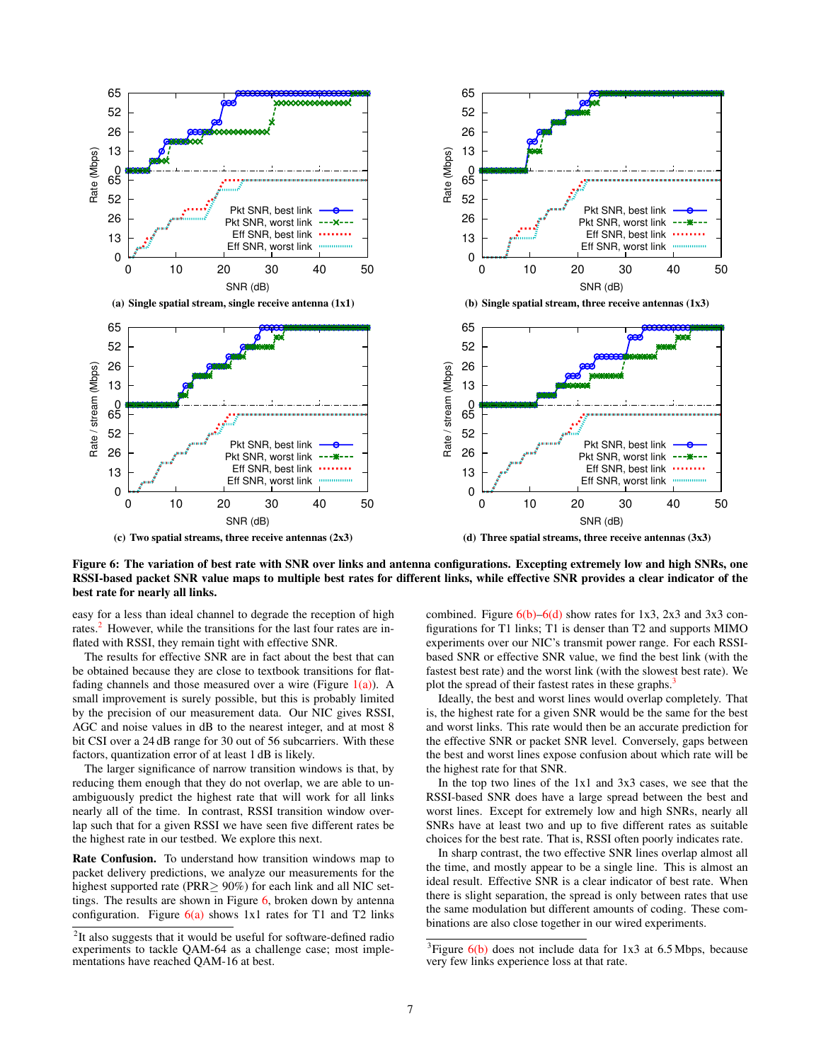**Figure 6: The variation of best rate with SNR over links and antenna configurations. Excepting extremely low and high SNRs, one RSSI-based packet SNR value maps to multiple best rates for different links, while effective SNR provides a clear indicator of the best rate for nearly all links.**

(a) Single spatial stream, single receive antenna (1x1)

(b) Single spatial stream, three receive antennas (1x3)

(c) Two spatial streams, three receive antennas (2x3)

(d) Three spatial streams, three receive antennas (3x3)

easy for a less than ideal channel to degrade the reception of high rates.[2] However, while the transitions for the last four rates are inflated with RSSI, they remain tight with effective SNR.

The results for effective SNR are in fact about the best that can be obtained because they are close to textbook transitions for flat-fading channels and those measured over a wire (Figure 1(a)). A small improvement is surely possible, but this is probably limited by the precision of our measurement data. Our NIC gives RSSI, AGC and noise values in dB to the nearest integer, and at most 8 bit CSI over a 24 dB range for 30 out of 56 subcarriers. With these factors, quantization error of at least 1 dB is likely.

The larger significance of narrow transition windows is that, by reducing them enough that they do not overlap, we are able to unambiguously predict the highest rate that will work for all links nearly all of the time. In contrast, RSSI transition window overlap such that for a given RSSI we have seen five different rates be the highest rate in our testbed. We explore this next.

**Rate Confusion.** To understand how transition windows map to packet delivery predictions, we analyze our measurements for the highest supported rate (PRR$\geq$ 90%) for each link and all NIC settings. The results are shown in Figure 6, broken down by antenna configuration. Figure 6(a) shows 1x1 rates for T1 and T2 links combined. Figure 6(b)–6(d) show rates for 1x3, 2x3 and 3x3 configurations for T1 links; T1 is denser than T2 and supports MIMO experiments over our NIC's transmit power range. For each RSSI-based SNR or effective SNR value, we find the best link (with the fastest best rate) and the worst link (with the slowest best rate). We plot the spread of their fastest rates in these graphs.[3]

Ideally, the best and worst lines would overlap completely. That is, the highest rate for a given SNR would be the same for the best and worst links. This rate would then be an accurate prediction for the effective SNR or packet SNR level. Conversely, gaps between the best and worst lines expose confusion about which rate will be the highest rate for that SNR.

In the top two lines of the 1x1 and 3x3 cases, we see that the RSSI-based SNR does have a large spread between the best and worst lines. Except for extremely low and high SNRs, nearly all SNRs have at least two and up to five different rates as suitable choices for the best rate. That is, RSSI often poorly indicates rate.

In sharp contrast, the two effective SNR lines overlap almost all the time, and mostly appear to be a single line. This is almost an ideal result. Effective SNR is a clear indicator of best rate. When there is slight separation, the spread is only between rates that use the same modulation but different amounts of coding. These combinations are also close together in our wired experiments.

[2]It also suggests that it would be useful for software-defined radio experiments to tackle QAM-64 as a challenge case; most implementations have reached QAM-16 at best.

[3]Figure 6(b) does not include data for 1x3 at 6.5 Mbps, because very few links experience loss at that rate.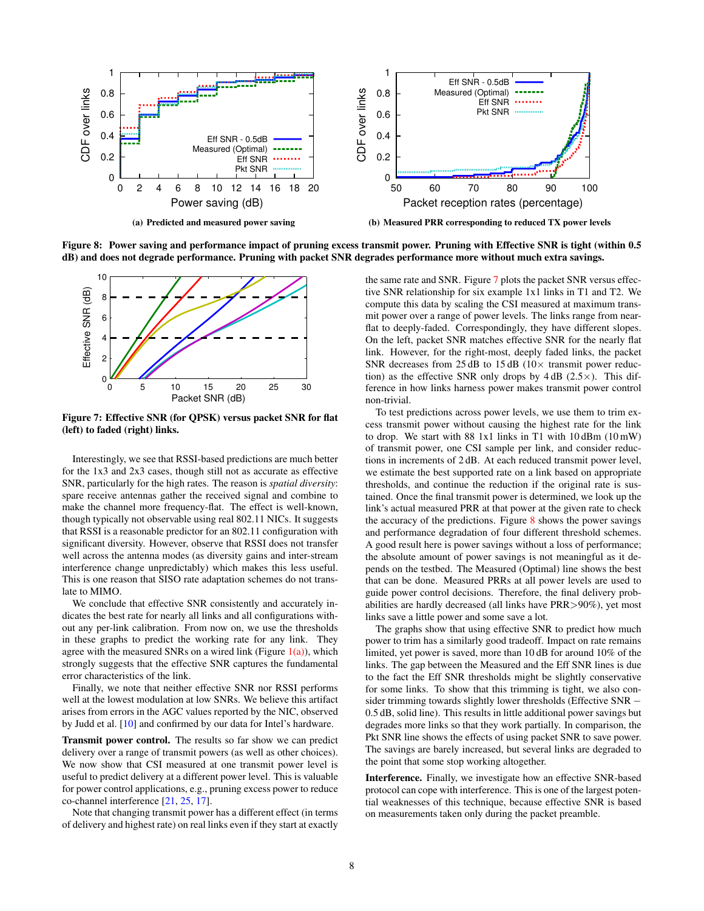**(a) Predicted and measured power saving**

**(b) Measured PRR corresponding to reduced TX power levels**

**Figure 8: Power saving and performance impact of pruning excess transmit power. Pruning with Effective SNR is tight (within 0.5 dB) and does not degrade performance. Pruning with packet SNR degrades performance more without much extra savings.**

**Figure 7: Effective SNR (for QPSK) versus packet SNR for flat (left) to faded (right) links.**

Interestingly, we see that RSSI-based predictions are much better for the 1x3 and 2x3 cases, though still not as accurate as effective SNR, particularly for the high rates. The reason is *spatial diversity*: spare receive antennas gather the received signal and combine to make the channel more frequency-flat. The effect is well-known, though typically not observable using real 802.11 NICs. It suggests that RSSI is a reasonable predictor for an 802.11 configuration with significant diversity. However, observe that RSSI does not transfer well across the antenna modes (as diversity gains and inter-stream interference change unpredictably) which makes this less useful. This is one reason that SISO rate adaptation schemes do not translate to MIMO.

We conclude that effective SNR consistently and accurately indicates the best rate for nearly all links and all configurations without any per-link calibration. From now on, we use the thresholds in these graphs to predict the working rate for any link. They agree with the measured SNRs on a wired link (Figure 1(a)), which strongly suggests that the effective SNR captures the fundamental error characteristics of the link.

Finally, we note that neither effective SNR nor RSSI performs well at the lowest modulation at low SNRs. We believe this artifact arises from errors in the AGC values reported by the NIC, observed by Judd et al. [10] and confirmed by our data for Intel's hardware.

**Transmit power control.** The results so far show we can predict delivery over a range of transmit powers (as well as other choices). We now show that CSI measured at one transmit power level is useful to predict delivery at a different power level. This is valuable for power control applications, e.g., pruning excess power to reduce co-channel interference [21, 25, 17].

Note that changing transmit power has a different effect (in terms of delivery and highest rate) on real links even if they start at exactly the same rate and SNR. Figure 7 plots the packet SNR versus effective SNR relationship for six example 1x1 links in T1 and T2. We compute this data by scaling the CSI measured at maximum transmit power over a range of power levels. The links range from near-flat to deeply-faded. Correspondingly, they have different slopes. On the left, packet SNR matches effective SNR for the nearly flat link. However, for the right-most, deeply faded links, the packet SNR decreases from 25 dB to 15 dB (10× transmit power reduction) as the effective SNR only drops by 4 dB (2.5×). This difference in how links harness power makes transmit power control non-trivial.

To test predictions across power levels, we use them to trim excess transmit power without causing the highest rate for the link to drop. We start with 88 1x1 links in T1 with 10 dBm (10 mW) of transmit power, one CSI sample per link, and consider reductions in increments of 2 dB. At each reduced transmit power level, we estimate the best supported rate on a link based on appropriate thresholds, and continue the reduction if the original rate is sustained. Once the final transmit power is determined, we look up the link's actual measured PRR at that power at the given rate to check the accuracy of the predictions. Figure 8 shows the power savings and performance degradation of four different threshold schemes. A good result here is power savings without a loss of performance; the absolute amount of power savings is not meaningful as it depends on the testbed. The Measured (Optimal) line shows the best that can be done. Measured PRRs at all power levels are used to guide power control decisions. Therefore, the final delivery probabilities are hardly decreased (all links have PRR>90%), yet most links save a little power and some save a lot.

The graphs show that using effective SNR to predict how much power to trim has a similarly good tradeoff. Impact on rate remains limited, yet power is saved, more than 10 dB for around 10% of the links. The gap between the Measured and the Eff SNR lines is due to the fact the Eff SNR thresholds might be slightly conservative for some links. To show that this trimming is tight, we also consider trimming towards slightly lower thresholds (Effective SNR − 0.5 dB, solid line). This results in little additional power savings but degrades more links so that they work partially. In comparison, the Pkt SNR line shows the effects of using packet SNR to save power. The savings are barely increased, but several links are degraded to the point that some stop working altogether.

**Interference.** Finally, we investigate how an effective SNR-based protocol can cope with interference. This is one of the largest potential weaknesses of this technique, because effective SNR is based on measurements taken only during the packet preamble.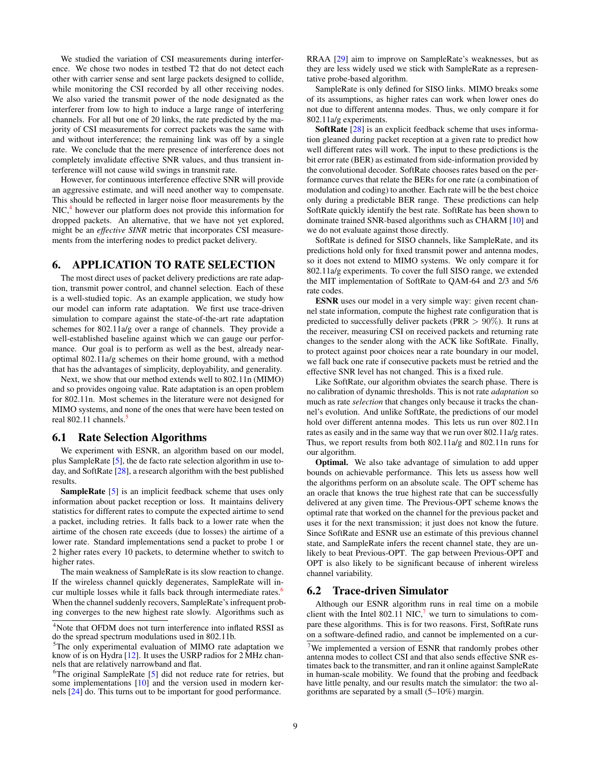We studied the variation of CSI measurements during interference. We chose two nodes in testbed T2 that do not detect each other with carrier sense and sent large packets designed to collide, while monitoring the CSI recorded by all other receiving nodes. We also varied the transmit power of the node designated as the interferer from low to high to induce a large range of interfering channels. For all but one of 20 links, the rate predicted by the majority of CSI measurements for correct packets was the same with and without interference; the remaining link was off by a single rate. We conclude that the mere presence of interference does not completely invalidate effective SNR values, and thus transient interference will not cause wild swings in transmit rate.

However, for continuous interference effective SNR will provide an aggressive estimate, and will need another way to compensate. This should be reflected in larger noise floor measurements by the NIC,[4] however our platform does not provide this information for dropped packets. An alternative, that we have not yet explored, might be an *effective SINR* metric that incorporates CSI measurements from the interfering nodes to predict packet delivery.

# 6. APPLICATION TO RATE SELECTION

The most direct uses of packet delivery predictions are rate adaptation, transmit power control, and channel selection. Each of these is a well-studied topic. As an example application, we study how our model can inform rate adaptation. We first use trace-driven simulation to compare against the state-of-the-art rate adaptation schemes for 802.11a/g over a range of channels. They provide a well-established baseline against which we can gauge our performance. Our goal is to perform as well as the best, already near-optimal 802.11a/g schemes on their home ground, with a method that has the advantages of simplicity, deployability, and generality.

Next, we show that our method extends well to 802.11n (MIMO) and so provides ongoing value. Rate adaptation is an open problem for 802.11n. Most schemes in the literature were not designed for MIMO systems, and none of the ones that were have been tested on real 802.11 channels.[5]

## 6.1 Rate Selection Algorithms

We experiment with ESNR, an algorithm based on our model, plus SampleRate [5], the de facto rate selection algorithm in use today, and SoftRate [28], a research algorithm with the best published results.

**SampleRate** [5] is an implicit feedback scheme that uses only information about packet reception or loss. It maintains delivery statistics for different rates to compute the expected airtime to send a packet, including retries. It falls back to a lower rate when the airtime of the chosen rate exceeds (due to losses) the airtime of a lower rate. Standard implementations send a packet to probe 1 or 2 higher rates every 10 packets, to determine whether to switch to higher rates.

The main weakness of SampleRate is its slow reaction to change. If the wireless channel quickly degenerates, SampleRate will incur multiple losses while it falls back through intermediate rates.[6] When the channel suddenly recovers, SampleRate's infrequent probing converges to the new highest rate slowly. Algorithms such as RRAA [29] aim to improve on SampleRate's weaknesses, but as they are less widely used we stick with SampleRate as a representative probe-based algorithm.

SampleRate is only defined for SISO links. MIMO breaks some of its assumptions, as higher rates can work when lower ones do not due to different antenna modes. Thus, we only compare it for 802.11a/g experiments.

**SoftRate** [28] is an explicit feedback scheme that uses information gleaned during packet reception at a given rate to predict how well different rates will work. The input to these predictions is the bit error rate (BER) as estimated from side-information provided by the convolutional decoder. SoftRate chooses rates based on the performance curves that relate the BERs for one rate (a combination of modulation and coding) to another. Each rate will be the best choice only during a predictable BER range. These predictions can help SoftRate quickly identify the best rate. SoftRate has been shown to dominate trained SNR-based algorithms such as CHARM [10] and we do not evaluate against those directly.

SoftRate is defined for SISO channels, like SampleRate, and its predictions hold only for fixed transmit power and antenna modes, so it does not extend to MIMO systems. We only compare it for 802.11a/g experiments. To cover the full SISO range, we extended the MIT implementation of SoftRate to QAM-64 and 2/3 and 5/6 rate codes.

**ESNR** uses our model in a very simple way: given recent channel state information, compute the highest rate configuration that is predicted to successfully deliver packets (PRR $> 90\%$). It runs at the receiver, measuring CSI on received packets and returning rate changes to the sender along with the ACK like SoftRate. Finally, to protect against poor choices near a rate boundary in our model, we fall back one rate if consecutive packets must be retried and the effective SNR level has not changed. This is a fixed rule.

Like SoftRate, our algorithm obviates the search phase. There is no calibration of dynamic thresholds. This is not rate *adaptation* so much as rate *selection* that changes only because it tracks the channel's evolution. And unlike SoftRate, the predictions of our model hold over different antenna modes. This lets us run over 802.11n rates as easily and in the same way that we run over 802.11a/g rates. Thus, we report results from both 802.11a/g and 802.11n runs for our algorithm.

**Optimal.** We also take advantage of simulation to add upper bounds on achievable performance. This lets us assess how well the algorithms perform on an absolute scale. The OPT scheme has an oracle that knows the true highest rate that can be successfully delivered at any given time. The Previous-OPT scheme knows the optimal rate that worked on the channel for the previous packet and uses it for the next transmission; it just does not know the future. Since SoftRate and ESNR use an estimate of this previous channel state, and SampleRate infers the recent channel state, they are unlikely to beat Previous-OPT. The gap between Previous-OPT and OPT is also likely to be significant because of inherent wireless channel variability.

## 6.2 Trace-driven Simulator

Although our ESNR algorithm runs in real time on a mobile client with the Intel 802.11 NIC,[7] we turn to simulations to compare these algorithms. This is for two reasons. First, SoftRate runs on a software-defined radio, and cannot be implemented on a cur-

---

[4] Note that OFDM does not turn interference into inflated RSSI as do the spread spectrum modulations used in 802.11b.

[5] The only experimental evaluation of MIMO rate adaptation we know of is on Hydra [12]. It uses the USRP radios for 2 MHz channels that are relatively narrowband and flat.

[6] The original SampleRate [5] did not reduce rate for retries, but some implementations [10] and the version used in modern kernels [24] do. This turns out to be important for good performance.

[7] We implemented a version of ESNR that randomly probes other antenna modes to collect CSI and that also sends effective SNR estimates back to the transmitter, and ran it online against SampleRate in human-scale mobility. We found that the probing and feedback have little penalty, and our results match the simulator: the two algorithms are separated by a small (5–10%) margin.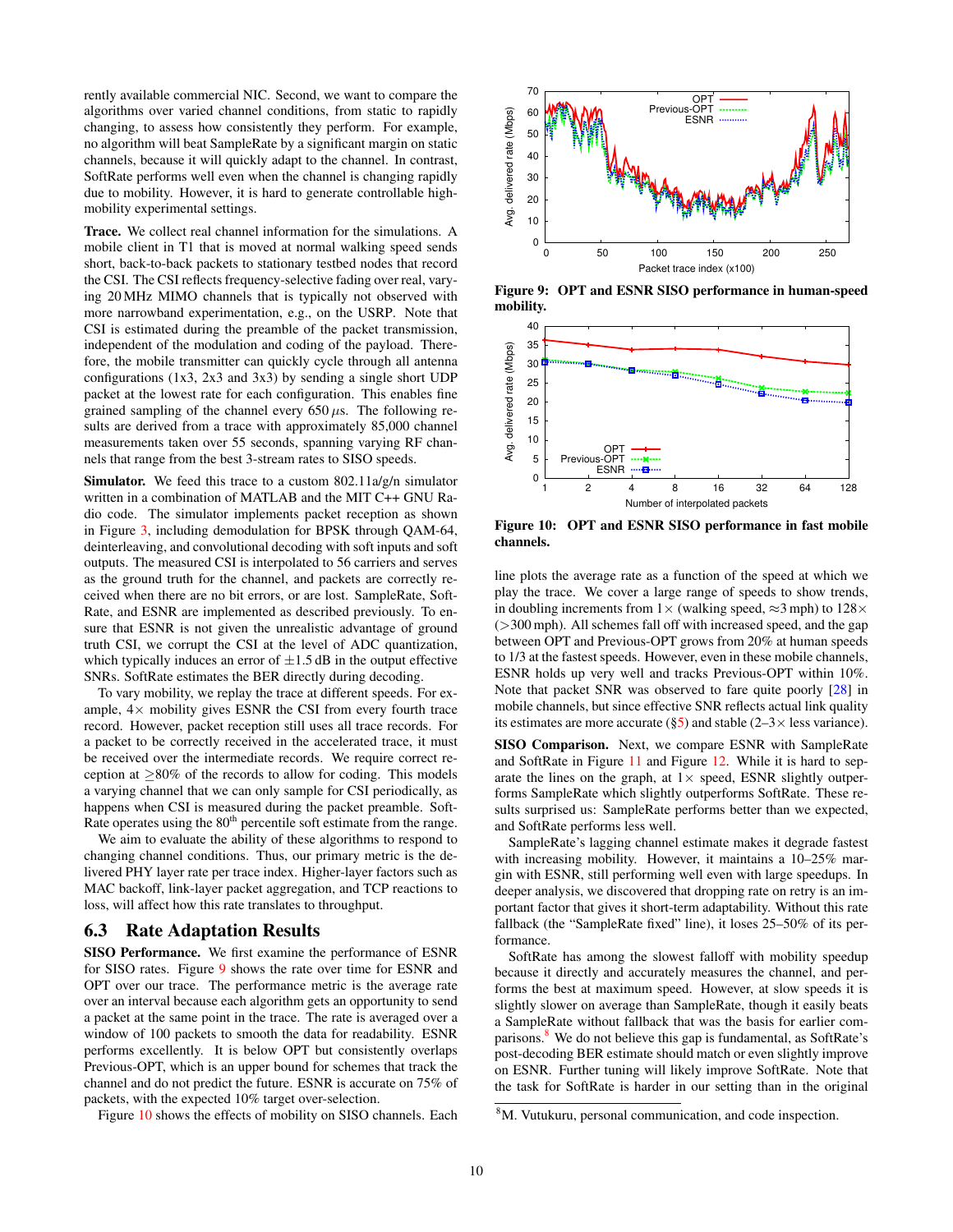rently available commercial NIC. Second, we want to compare the algorithms over varied channel conditions, from static to rapidly changing, to assess how consistently they perform. For example, no algorithm will beat SampleRate by a significant margin on static channels, because it will quickly adapt to the channel. In contrast, SoftRate performs well even when the channel is changing rapidly due to mobility. However, it is hard to generate controllable high-mobility experimental settings.

**Trace.** We collect real channel information for the simulations. A mobile client in T1 that is moved at normal walking speed sends short, back-to-back packets to stationary testbed nodes that record the CSI. The CSI reflects frequency-selective fading over real, varying 20 MHz MIMO channels that is typically not observed with more narrowband experimentation, e.g., on the USRP. Note that CSI is estimated during the preamble of the packet transmission, independent of the modulation and coding of the payload. Therefore, the mobile transmitter can quickly cycle through all antenna configurations (1x3, 2x3 and 3x3) by sending a single short UDP packet at the lowest rate for each configuration. This enables fine grained sampling of the channel every 650 $\mu$s. The following results are derived from a trace with approximately 85,000 channel measurements taken over 55 seconds, spanning varying RF channels that range from the best 3-stream rates to SISO speeds.

**Simulator.** We feed this trace to a custom 802.11a/g/n simulator written in a combination of MATLAB and the MIT C++ GNU Radio code. The simulator implements packet reception as shown in Figure 3, including demodulation for BPSK through QAM-64, deinterleaving, and convolutional decoding with soft inputs and soft outputs. The measured CSI is interpolated to 56 carriers and serves as the ground truth for the channel, and packets are correctly received when there are no bit errors, or are lost. SampleRate, SoftRate, and ESNR are implemented as described previously. To ensure that ESNR is not given the unrealistic advantage of ground truth CSI, we corrupt the CSI at the level of ADC quantization, which typically induces an error of $\pm 1.5$ dB in the output effective SNRs. SoftRate estimates the BER directly during decoding.

To vary mobility, we replay the trace at different speeds. For example, 4$\times$ mobility gives ESNR the CSI from every fourth trace record. However, packet reception still uses all trace records. For a packet to be correctly received in the accelerated trace, it must be received over the intermediate records. We require correct reception at $\geq$80% of the records to allow for coding. This models a varying channel that we can only sample for CSI periodically, as happens when CSI is measured during the packet preamble. SoftRate operates using the 80$^{\text{th}}$ percentile soft estimate from the range.

We aim to evaluate the ability of these algorithms to respond to changing channel conditions. Thus, our primary metric is the delivered PHY layer rate per trace index. Higher-layer factors such as MAC backoff, link-layer packet aggregation, and TCP reactions to loss, will affect how this rate translates to throughput.

## 6.3 Rate Adaptation Results

**SISO Performance.** We first examine the performance of ESNR for SISO rates. Figure 9 shows the rate over time for ESNR and OPT over our trace. The performance metric is the average rate over an interval because each algorithm gets an opportunity to send a packet at the same point in the trace. The rate is averaged over a window of 100 packets to smooth the data for readability. ESNR performs excellently. It is below OPT but consistently overlaps Previous-OPT, which is an upper bound for schemes that track the channel and do not predict the future. ESNR is accurate on 75% of packets, with the expected 10% target over-selection.

Figure 10 shows the effects of mobility on SISO channels. Each

**Figure 9: OPT and ESNR SISO performance in human-speed mobility.**

**Figure 10: OPT and ESNR SISO performance in fast mobile channels.**

line plots the average rate as a function of the speed at which we play the trace. We cover a large range of speeds to show trends, in doubling increments from 1$\times$ (walking speed, $\approx$3 mph) to 128$\times$ (>300 mph). All schemes fall off with increased speed, and the gap between OPT and Previous-OPT grows from 20% at human speeds to 1/3 at the fastest speeds. However, even in these mobile channels, ESNR holds up very well and tracks Previous-OPT within 10%. Note that packet SNR was observed to fare quite poorly [28] in mobile channels, but since effective SNR reflects actual link quality its estimates are more accurate (§5) and stable (2–3$\times$ less variance).

**SISO Comparison.** Next, we compare ESNR with SampleRate and SoftRate in Figure 11 and Figure 12. While it is hard to separate the lines on the graph, at 1$\times$ speed, ESNR slightly outperforms SampleRate which slightly outperforms SoftRate. These results surprised us: SampleRate performs better than we expected, and SoftRate performs less well.

SampleRate's lagging channel estimate makes it degrade fastest with increasing mobility. However, it maintains a 10–25% margin with ESNR, still performing well even with large speedups. In deeper analysis, we discovered that dropping rate on retry is an important factor that gives it short-term adaptability. Without this rate fallback (the "SampleRate fixed" line), it loses 25–50% of its performance.

SoftRate has among the slowest falloff with mobility speedup because it directly and accurately measures the channel, and performs the best at maximum speed. However, at slow speeds it is slightly slower on average than SampleRate, though it easily beats a SampleRate without fallback that was the basis for earlier comparisons.[8] We do not believe this gap is fundamental, as SoftRate's post-decoding BER estimate should match or even slightly improve on ESNR. Further tuning will likely improve SoftRate. Note that the task for SoftRate is harder in our setting than in the original

[8] M. Vutukuru, personal communication, and code inspection.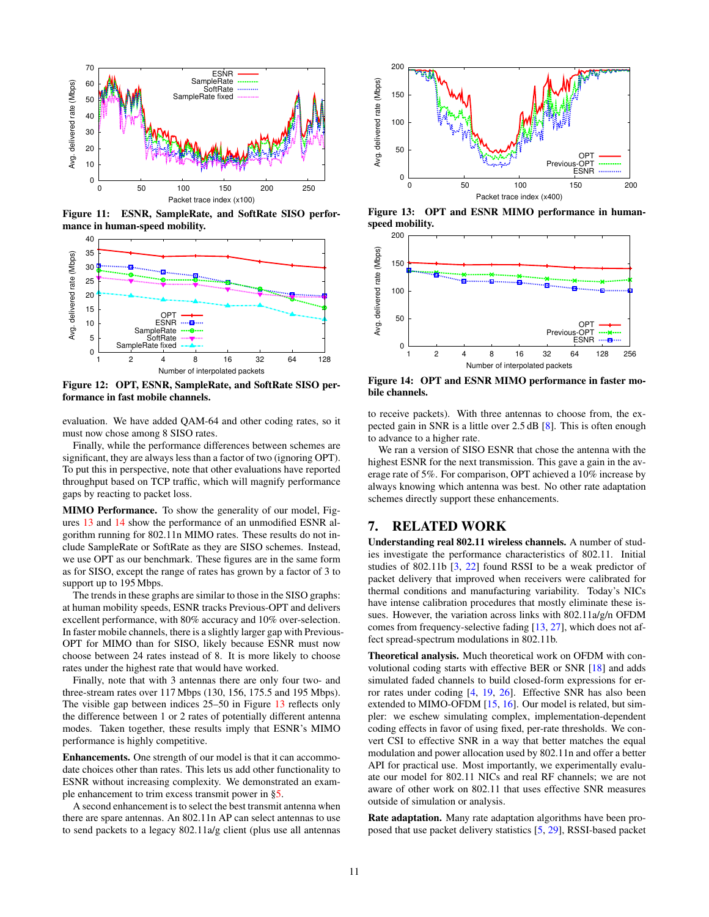Figure 11: ESNR, SampleRate, and SoftRate SISO performance in human-speed mobility.

Figure 12: OPT, ESNR, SampleRate, and SoftRate SISO performance in fast mobile channels.

evaluation. We have added QAM-64 and other coding rates, so it must now chose among 8 SISO rates.

Finally, while the performance differences between schemes are significant, they are always less than a factor of two (ignoring OPT). To put this in perspective, note that other evaluations have reported throughput based on TCP traffic, which will magnify performance gaps by reacting to packet loss.

**MIMO Performance.** To show the generality of our model, Figures 13 and 14 show the performance of an unmodified ESNR algorithm running for 802.11n MIMO rates. These results do not include SampleRate or SoftRate as they are SISO schemes. Instead, we use OPT as our benchmark. These figures are in the same form as for SISO, except the range of rates has grown by a factor of 3 to support up to 195 Mbps.

The trends in these graphs are similar to those in the SISO graphs: at human mobility speeds, ESNR tracks Previous-OPT and delivers excellent performance, with 80% accuracy and 10% over-selection. In faster mobile channels, there is a slightly larger gap with Previous-OPT for MIMO than for SISO, likely because ESNR must now choose between 24 rates instead of 8. It is more likely to choose rates under the highest rate that would have worked.

Finally, note that with 3 antennas there are only four two- and three-stream rates over 117 Mbps (130, 156, 175.5 and 195 Mbps). The visible gap between indices 25–50 in Figure 13 reflects only the difference between 1 or 2 rates of potentially different antenna modes. Taken together, these results imply that ESNR's MIMO performance is highly competitive.

**Enhancements.** One strength of our model is that it can accommodate choices other than rates. This lets us add other functionality to ESNR without increasing complexity. We demonstrated an example enhancement to trim excess transmit power in §5.

A second enhancement is to select the best transmit antenna when there are spare antennas. An 802.11n AP can select antennas to use to send packets to a legacy 802.11a/g client (plus use all antennas

Figure 13: OPT and ESNR MIMO performance in human-speed mobility.

Figure 14: OPT and ESNR MIMO performance in faster mobile channels.

to receive packets). With three antennas to choose from, the expected gain in SNR is a little over 2.5 dB [8]. This is often enough to advance to a higher rate.

We ran a version of SISO ESNR that chose the antenna with the highest ESNR for the next transmission. This gave a gain in the average rate of 5%. For comparison, OPT achieved a 10% increase by always knowing which antenna was best. No other rate adaptation schemes directly support these enhancements.

## 7. RELATED WORK

**Understanding real 802.11 wireless channels.** A number of studies investigate the performance characteristics of 802.11. Initial studies of 802.11b [3, 22] found RSSI to be a weak predictor of packet delivery that improved when receivers were calibrated for thermal conditions and manufacturing variability. Today's NICs have intense calibration procedures that mostly eliminate these issues. However, the variation across links with 802.11a/g/n OFDM comes from frequency-selective fading [13, 27], which does not affect spread-spectrum modulations in 802.11b.

**Theoretical analysis.** Much theoretical work on OFDM with convolutional coding starts with effective BER or SNR [18] and adds simulated faded channels to build closed-form expressions for error rates under coding [4, 19, 26]. Effective SNR has also been extended to MIMO-OFDM [15, 16]. Our model is related, but simpler: we eschew simulating complex, implementation-dependent coding effects in favor of using fixed, per-rate thresholds. We convert CSI to effective SNR in a way that better matches the equal modulation and power allocation used by 802.11n and offer a better API for practical use. Most importantly, we experimentally evaluate our model for 802.11 NICs and real RF channels; we are not aware of other work on 802.11 that uses effective SNR measures outside of simulation or analysis.

**Rate adaptation.** Many rate adaptation algorithms have been proposed that use packet delivery statistics [5, 29], RSSI-based packet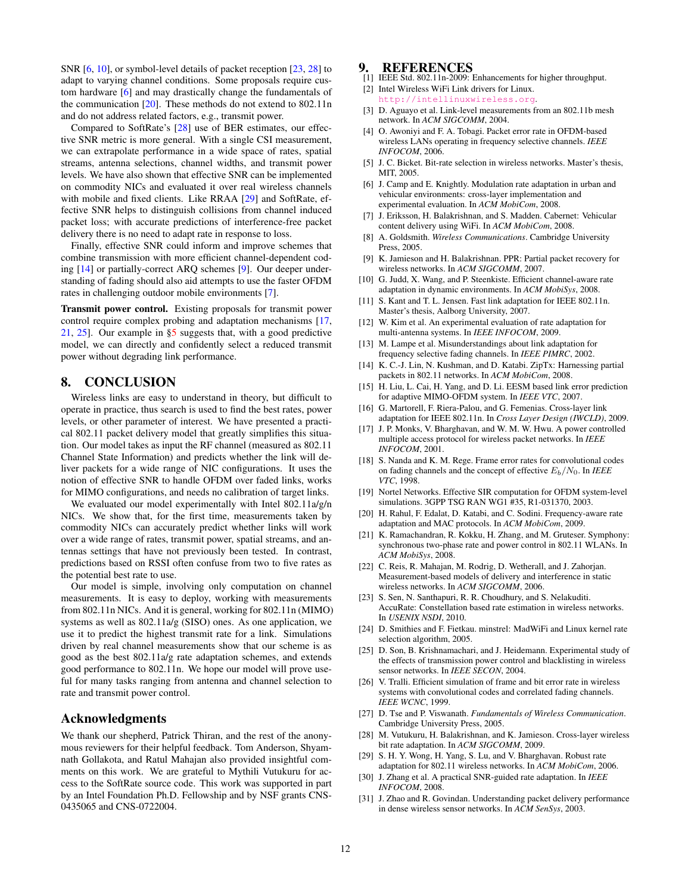SNR [6, 10], or symbol-level details of packet reception [23, 28] to adapt to varying channel conditions. Some proposals require custom hardware [6] and may drastically change the fundamentals of the communication [20]. These methods do not extend to 802.11n and do not address related factors, e.g., transmit power.

Compared to SoftRate's [28] use of BER estimates, our effective SNR metric is more general. With a single CSI measurement, we can extrapolate performance in a wide space of rates, spatial streams, antenna selections, channel widths, and transmit power levels. We have also shown that effective SNR can be implemented on commodity NICs and evaluated it over real wireless channels with mobile and fixed clients. Like RRAA [29] and SoftRate, effective SNR helps to distinguish collisions from channel induced packet loss; with accurate predictions of interference-free packet delivery there is no need to adapt rate in response to loss.

Finally, effective SNR could inform and improve schemes that combine transmission with more efficient channel-dependent coding [14] or partially-correct ARQ schemes [9]. Our deeper understanding of fading should also aid attempts to use the faster OFDM rates in challenging outdoor mobile environments [7].

**Transmit power control.** Existing proposals for transmit power control require complex probing and adaptation mechanisms [17, 21, 25]. Our example in §5 suggests that, with a good predictive model, we can directly and confidently select a reduced transmit power without degrading link performance.

## 8. CONCLUSION

Wireless links are easy to understand in theory, but difficult to operate in practice, thus search is used to find the best rates, power levels, or other parameter of interest. We have presented a practical 802.11 packet delivery model that greatly simplifies this situation. Our model takes as input the RF channel (measured as 802.11 Channel State Information) and predicts whether the link will deliver packets for a wide range of NIC configurations. It uses the notion of effective SNR to handle OFDM over faded links, works for MIMO configurations, and needs no calibration of target links.

We evaluated our model experimentally with Intel 802.11a/g/n NICs. We show that, for the first time, measurements taken by commodity NICs can accurately predict whether links will work over a wide range of rates, transmit power, spatial streams, and antennas settings that have not previously been tested. In contrast, predictions based on RSSI often confuse from two to five rates as the potential best rate to use.

Our model is simple, involving only computation on channel measurements. It is easy to deploy, working with measurements from 802.11n NICs. And it is general, working for 802.11n (MIMO) systems as well as 802.11a/g (SISO) ones. As one application, we use it to predict the highest transmit rate for a link. Simulations driven by real channel measurements show that our scheme is as good as the best 802.11a/g rate adaptation schemes, and extends good performance to 802.11n. We hope our model will prove useful for many tasks ranging from antenna and channel selection to rate and transmit power control.

## Acknowledgments

We thank our shepherd, Patrick Thiran, and the rest of the anonymous reviewers for their helpful feedback. Tom Anderson, Shyamnath Gollakota, and Ratul Mahajan also provided insightful comments on this work. We are grateful to Mythili Vutukuru for access to the SoftRate source code. This work was supported in part by an Intel Foundation Ph.D. Fellowship and by NSF grants CNS-0435065 and CNS-0722004.

## 9. REFERENCES

[1] IEEE Std. 802.11n-2009: Enhancements for higher throughput.

[2] Intel Wireless WiFi Link drivers for Linux. http://intellinuxwireless.org.

[3] D. Aguayo et al. Link-level measurements from an 802.11b mesh network. In *ACM SIGCOMM*, 2004.

[4] O. Awoniyi and F. A. Tobagi. Packet error rate in OFDM-based wireless LANs operating in frequency selective channels. *IEEE INFOCOM*, 2006.

[5] J. C. Bicket. Bit-rate selection in wireless networks. Master's thesis, MIT, 2005.

[6] J. Camp and E. Knightly. Modulation rate adaptation in urban and vehicular environments: cross-layer implementation and experimental evaluation. In *ACM MobiCom*, 2008.

[7] J. Eriksson, H. Balakrishnan, and S. Madden. Cabernet: Vehicular content delivery using WiFi. In *ACM MobiCom*, 2008.

[8] A. Goldsmith. *Wireless Communications*. Cambridge University Press, 2005.

[9] K. Jamieson and H. Balakrishnan. PPR: Partial packet recovery for wireless networks. In *ACM SIGCOMM*, 2007.

[10] G. Judd, X. Wang, and P. Steenkiste. Efficient channel-aware rate adaptation in dynamic environments. In *ACM MobiSys*, 2008.

[11] S. Kant and T. L. Jensen. Fast link adaptation for IEEE 802.11n. Master's thesis, Aalborg University, 2007.

[12] W. Kim et al. An experimental evaluation of rate adaptation for multi-antenna systems. In *IEEE INFOCOM*, 2009.

[13] M. Lampe et al. Misunderstandings about link adaptation for frequency selective fading channels. In *IEEE PIMRC*, 2002.

[14] K. C.-J. Lin, N. Kushman, and D. Katabi. ZipTx: Harnessing partial packets in 802.11 networks. In *ACM MobiCom*, 2008.

[15] H. Liu, L. Cai, H. Yang, and D. Li. EESM based link error prediction for adaptive MIMO-OFDM system. In *IEEE VTC*, 2007.

[16] G. Martorell, F. Riera-Palou, and G. Femenias. Cross-layer link adaptation for IEEE 802.11n. In *Cross Layer Design (IWCLD)*, 2009.

[17] J. P. Monks, V. Bharghavan, and W. M. W. Hwu. A power controlled multiple access protocol for wireless packet networks. In *IEEE INFOCOM*, 2001.

[18] S. Nanda and K. M. Rege. Frame error rates for convolutional codes on fading channels and the concept of effective $E_b/N_0$. In *IEEE VTC*, 1998.

[19] Nortel Networks. Effective SIR computation for OFDM system-level simulations. 3GPP TSG RAN WG1 #35, R1-031370, 2003.

[20] H. Rahul, F. Edalat, D. Katabi, and C. Sodini. Frequency-aware rate adaptation and MAC protocols. In *ACM MobiCom*, 2009.

[21] K. Ramachandran, R. Kokku, H. Zhang, and M. Gruteser. Symphony: synchronous two-phase rate and power control in 802.11 WLANs. In *ACM MobiSys*, 2008.

[22] C. Reis, R. Mahajan, M. Rodrig, D. Wetherall, and J. Zahorjan. Measurement-based models of delivery and interference in static wireless networks. In *ACM SIGCOMM*, 2006.

[23] S. Sen, N. Santhapuri, R. R. Choudhury, and S. Nelakuditi. AccuRate: Constellation based rate estimation in wireless networks. In *USENIX NSDI*, 2010.

[24] D. Smithies and F. Fietkau. minstrel: MadWiFi and Linux kernel rate selection algorithm, 2005.

[25] D. Son, B. Krishnamachari, and J. Heidemann. Experimental study of the effects of transmission power control and blacklisting in wireless sensor networks. In *IEEE SECON*, 2004.

[26] V. Tralli. Efficient simulation of frame and bit error rate in wireless systems with convolutional codes and correlated fading channels. *IEEE WCNC*, 1999.

[27] D. Tse and P. Viswanath. *Fundamentals of Wireless Communication*. Cambridge University Press, 2005.

[28] M. Vutukuru, H. Balakrishnan, and K. Jamieson. Cross-layer wireless bit rate adaptation. In *ACM SIGCOMM*, 2009.

[29] S. H. Y. Wong, H. Yang, S. Lu, and V. Bharghavan. Robust rate adaptation for 802.11 wireless networks. In *ACM MobiCom*, 2006.

[30] J. Zhang et al. A practical SNR-guided rate adaptation. In *IEEE INFOCOM*, 2008.

[31] J. Zhao and R. Govindan. Understanding packet delivery performance in dense wireless sensor networks. In *ACM SenSys*, 2003.